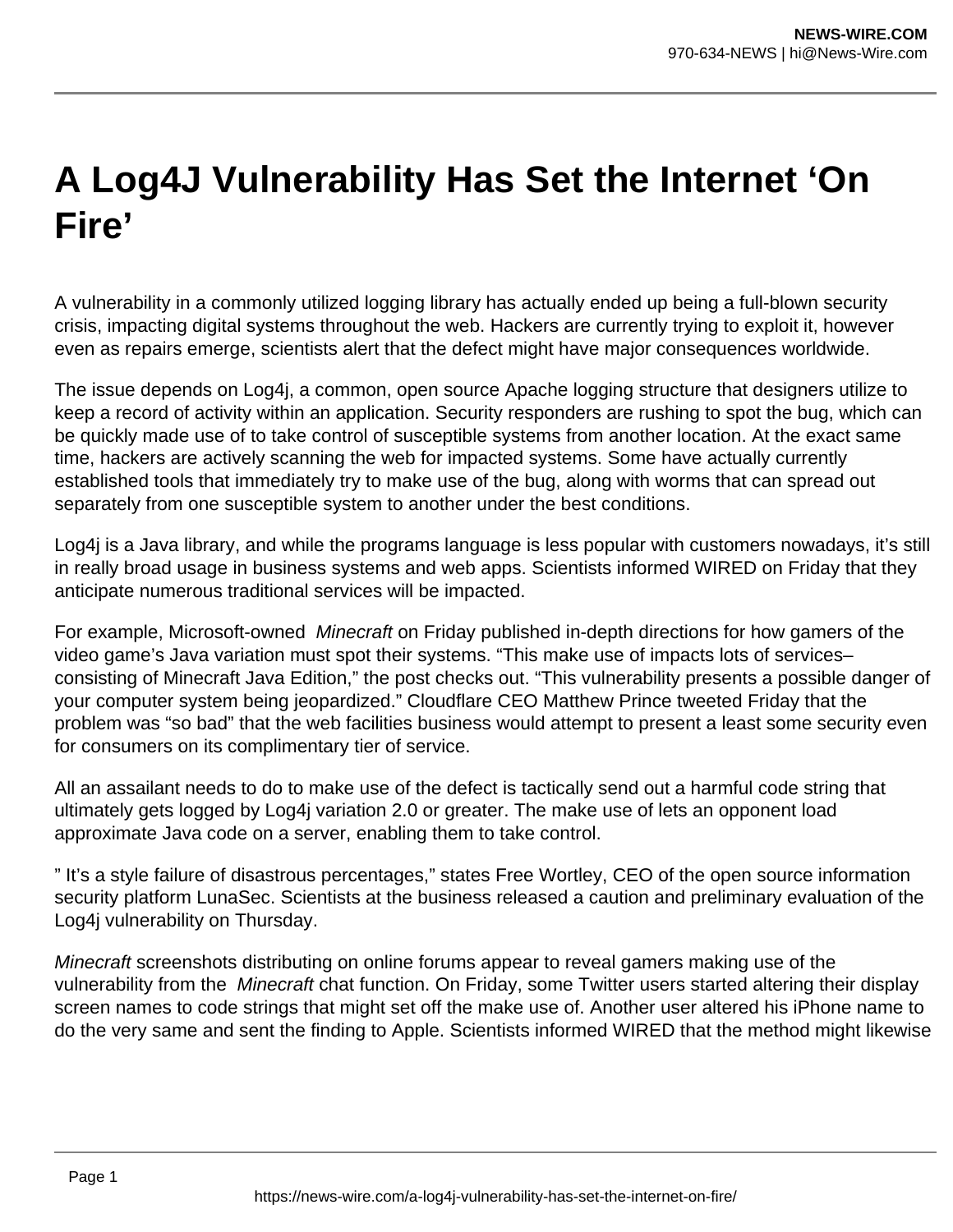# A Log4J Vulnerability Has Set the Internet 'On Fire'

A vulnerability in a commonly utilized logging library has actually ended up being a full-blown security crisis, impacting digital systems throughout the web. Hackers are currently trying to exploit it, however even as repairs emerge, scientists alert that the defect might have major consequences worldwide.

The issue depends on Log4j, a common, open source Apache logging structure that designers utilize to keep a record of activity within an application. Security responders are rushing to spot the bug, which can be quickly made use of to take control of susceptible systems from another location. At the exact same time, hackers are actively scanning the web for impacted systems. Some have actually currently established tools that immediately try to make use of the bug, along with worms that can spread out separately from one susceptible system to another under the best conditions.

Log4j is a Java library, and while the programs language is less popular with customers nowadays, it's still in really broad usage in business systems and web apps. Scientists informed WIRED on Friday that they anticipate numerous traditional services will be impacted.

For example, Microsoft-owned *Minecraft* on Friday published in-depth directions for how gamers of the video game's Java variation must spot their systems. "This make use of impacts lots of services– consisting of Minecraft Java Edition," the post checks out. "This vulnerability presents a possible danger of your computer system being jeopardized." Cloudflare CEO Matthew Prince tweeted Friday that the problem was "so bad" that the web facilities business would attempt to present a least some security even for consumers on its complimentary tier of service.

All an assailant needs to do to make use of the defect is tactically send out a harmful code string that ultimately gets logged by Log4j variation 2.0 or greater. The make use of lets an opponent load approximate Java code on a server, enabling them to take control.

" It's a style failure of disastrous percentages," states Free Wortley, CEO of the open source information security platform LunaSec. Scientists at the business released a caution and preliminary evaluation of the Log4j vulnerability on Thursday.

*Minecraft* screenshots distributing on online forums appear to reveal gamers making use of the vulnerability from the *Minecraft* chat function. On Friday, some Twitter users started altering their display screen names to code strings that might set off the make use of. Another user altered his iPhone name to do the very same and sent the finding to Apple. Scientists informed WIRED that the method might likewise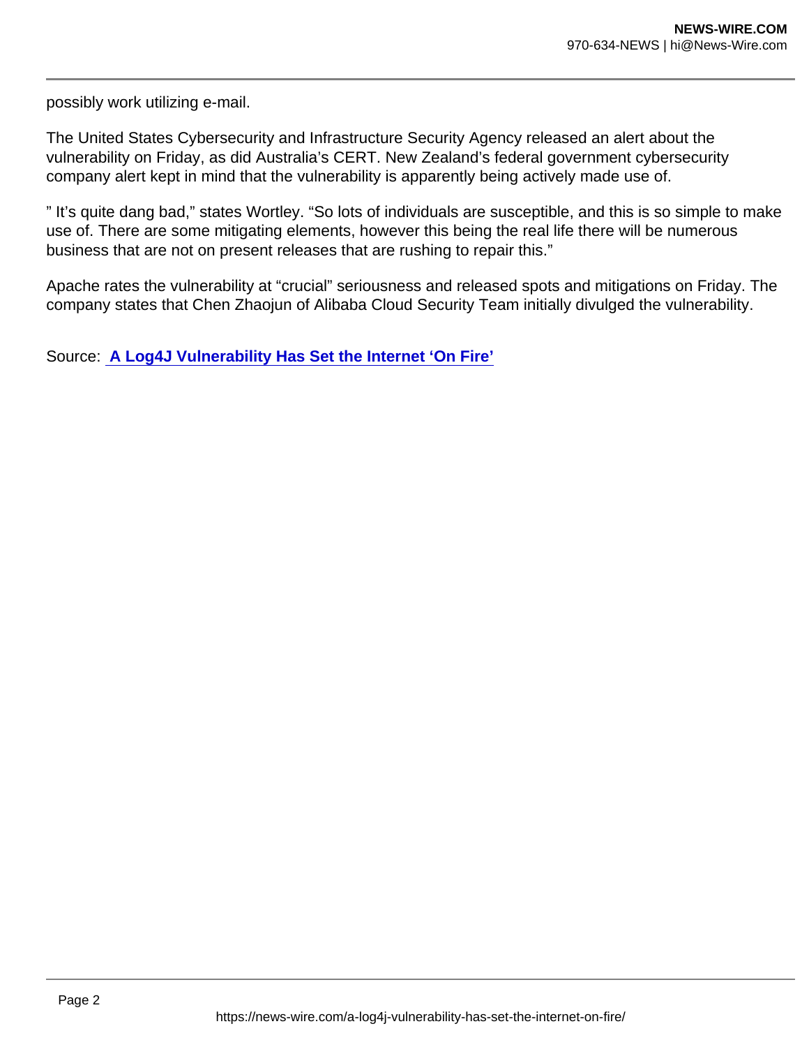possibly work utilizing e-mail.

The United States Cybersecurity and Infrastructure Security Agency released an alert about the vulnerability on Friday, as did Australia's CERT. New Zealand's federal government cybersecurity company alert kept in mind that the vulnerability is apparently being actively made use of.

" It's quite dang bad," states Wortley. "So lots of individuals are susceptible, and this is so simple to make use of. There are some mitigating elements, however this being the real life there will be numerous business that are not on present releases that are rushing to repair this."

Apache rates the vulnerability at "crucial" seriousness and released spots and mitigations on Friday. The company states that Chen Zhaojun of Alibaba Cloud Security Team initially divulged the vulnerability.

Source: **A Log4J Vulnerability Has Set the Internet 'On Fire'**